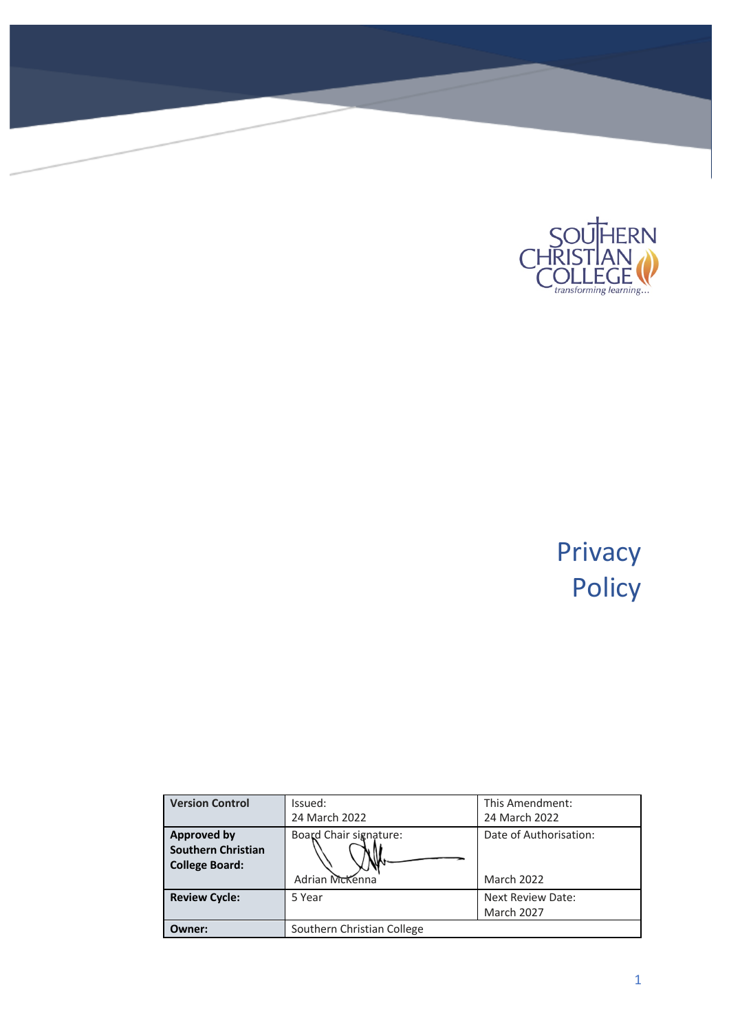SOUTHERN CHRISTIAN COLLEGE
*transforming learning...*

# Privacy Policy

| Version Control | Issued: 24 March 2022 | This Amendment: 24 March 2022 |
|---|---|---|
| **Approved by Southern Christian College Board:** | Board Chair signature: Adrian McKenna | Date of Authorisation: March 2022 |
| **Review Cycle:** | 5 Year | Next Review Date: March 2027 |
| **Owner:** | Southern Christian College | |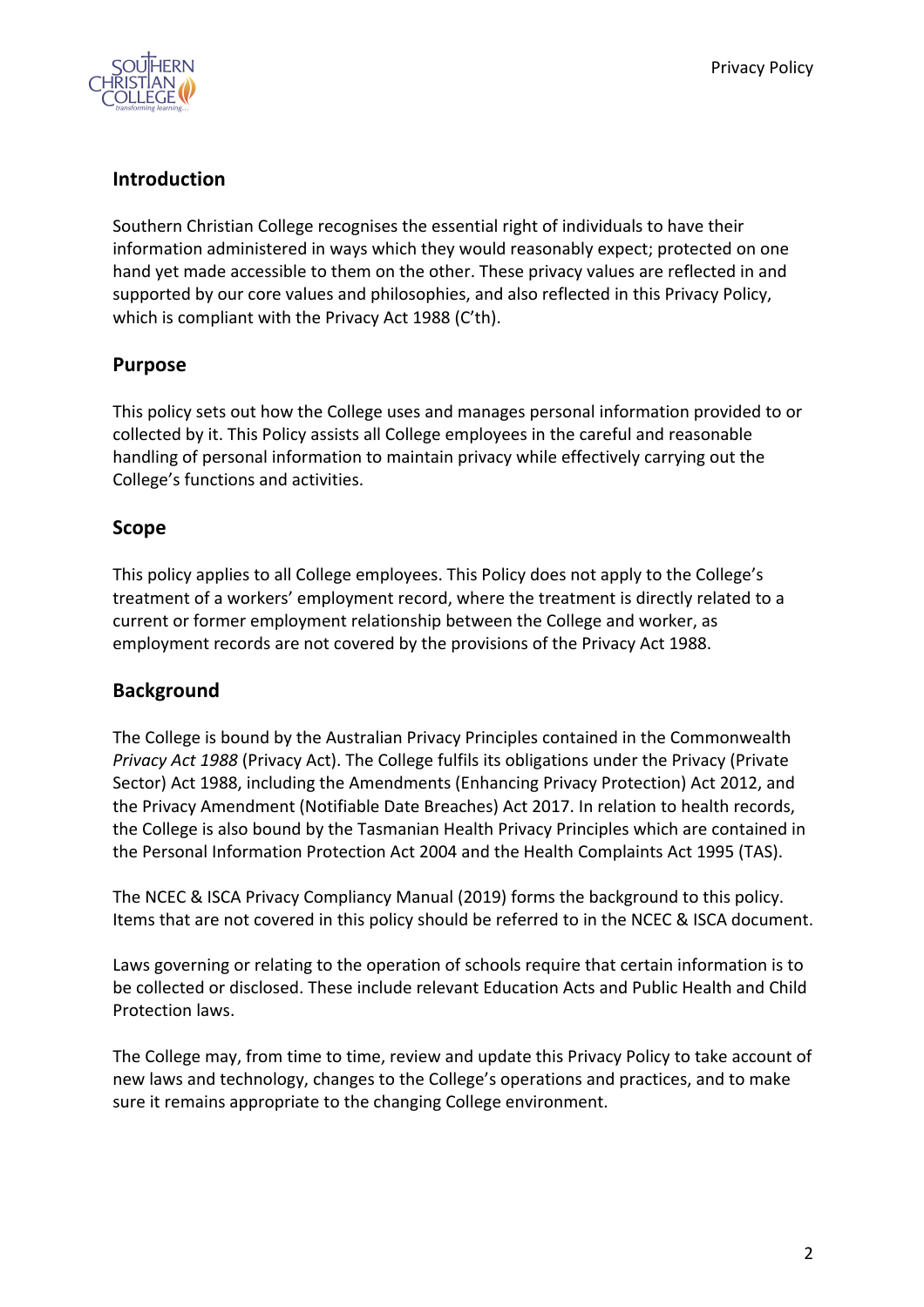## Introduction

Southern Christian College recognises the essential right of individuals to have their information administered in ways which they would reasonably expect; protected on one hand yet made accessible to them on the other. These privacy values are reflected in and supported by our core values and philosophies, and also reflected in this Privacy Policy, which is compliant with the Privacy Act 1988 (C'th).

## Purpose

This policy sets out how the College uses and manages personal information provided to or collected by it. This Policy assists all College employees in the careful and reasonable handling of personal information to maintain privacy while effectively carrying out the College's functions and activities.

## Scope

This policy applies to all College employees. This Policy does not apply to the College's treatment of a workers' employment record, where the treatment is directly related to a current or former employment relationship between the College and worker, as employment records are not covered by the provisions of the Privacy Act 1988.

## Background

The College is bound by the Australian Privacy Principles contained in the Commonwealth *Privacy Act 1988* (Privacy Act). The College fulfils its obligations under the Privacy (Private Sector) Act 1988, including the Amendments (Enhancing Privacy Protection) Act 2012, and the Privacy Amendment (Notifiable Date Breaches) Act 2017. In relation to health records, the College is also bound by the Tasmanian Health Privacy Principles which are contained in the Personal Information Protection Act 2004 and the Health Complaints Act 1995 (TAS).

The NCEC & ISCA Privacy Compliancy Manual (2019) forms the background to this policy. Items that are not covered in this policy should be referred to in the NCEC & ISCA document.

Laws governing or relating to the operation of schools require that certain information is to be collected or disclosed. These include relevant Education Acts and Public Health and Child Protection laws.

The College may, from time to time, review and update this Privacy Policy to take account of new laws and technology, changes to the College's operations and practices, and to make sure it remains appropriate to the changing College environment.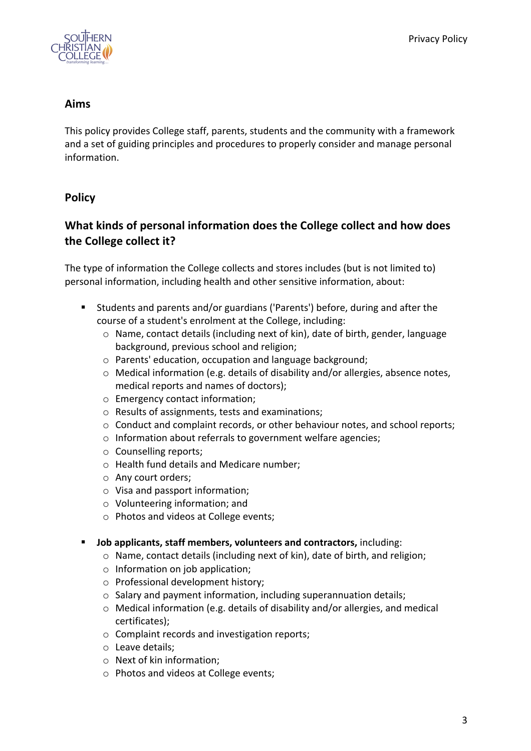## Aims

This policy provides College staff, parents, students and the community with a framework and a set of guiding principles and procedures to properly consider and manage personal information.

## Policy

### What kinds of personal information does the College collect and how does the College collect it?

The type of information the College collects and stores includes (but is not limited to) personal information, including health and other sensitive information, about:

- Students and parents and/or guardians ('Parents') before, during and after the course of a student's enrolment at the College, including:
  - Name, contact details (including next of kin), date of birth, gender, language background, previous school and religion;
  - Parents' education, occupation and language background;
  - Medical information (e.g. details of disability and/or allergies, absence notes, medical reports and names of doctors);
  - Emergency contact information;
  - Results of assignments, tests and examinations;
  - Conduct and complaint records, or other behaviour notes, and school reports;
  - Information about referrals to government welfare agencies;
  - Counselling reports;
  - Health fund details and Medicare number;
  - Any court orders;
  - Visa and passport information;
  - Volunteering information; and
  - Photos and videos at College events;

- **Job applicants, staff members, volunteers and contractors,** including:
  - Name, contact details (including next of kin), date of birth, and religion;
  - Information on job application;
  - Professional development history;
  - Salary and payment information, including superannuation details;
  - Medical information (e.g. details of disability and/or allergies, and medical certificates);
  - Complaint records and investigation reports;
  - Leave details;
  - Next of kin information;
  - Photos and videos at College events;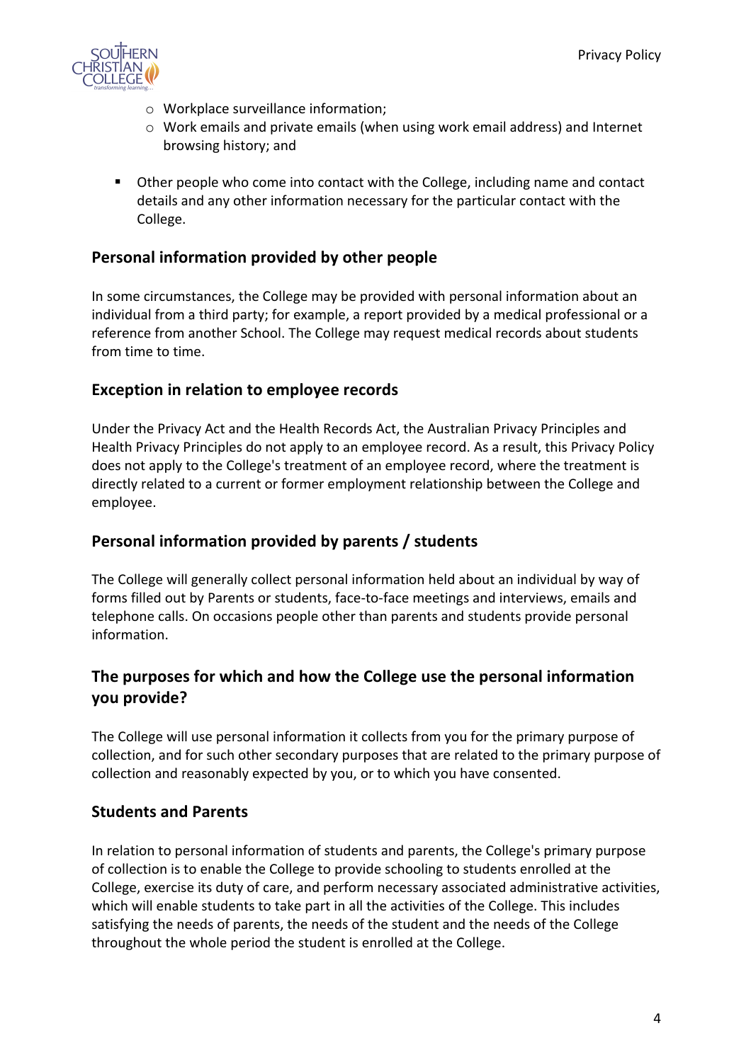- Workplace surveillance information;
   - Work emails and private emails (when using work email address) and Internet browsing history; and

- Other people who come into contact with the College, including name and contact details and any other information necessary for the particular contact with the College.

### Personal information provided by other people

In some circumstances, the College may be provided with personal information about an individual from a third party; for example, a report provided by a medical professional or a reference from another School. The College may request medical records about students from time to time.

### Exception in relation to employee records

Under the Privacy Act and the Health Records Act, the Australian Privacy Principles and Health Privacy Principles do not apply to an employee record. As a result, this Privacy Policy does not apply to the College's treatment of an employee record, where the treatment is directly related to a current or former employment relationship between the College and employee.

### Personal information provided by parents / students

The College will generally collect personal information held about an individual by way of forms filled out by Parents or students, face-to-face meetings and interviews, emails and telephone calls. On occasions people other than parents and students provide personal information.

## The purposes for which and how the College use the personal information you provide?

The College will use personal information it collects from you for the primary purpose of collection, and for such other secondary purposes that are related to the primary purpose of collection and reasonably expected by you, or to which you have consented.

### Students and Parents

In relation to personal information of students and parents, the College's primary purpose of collection is to enable the College to provide schooling to students enrolled at the College, exercise its duty of care, and perform necessary associated administrative activities, which will enable students to take part in all the activities of the College. This includes satisfying the needs of parents, the needs of the student and the needs of the College throughout the whole period the student is enrolled at the College.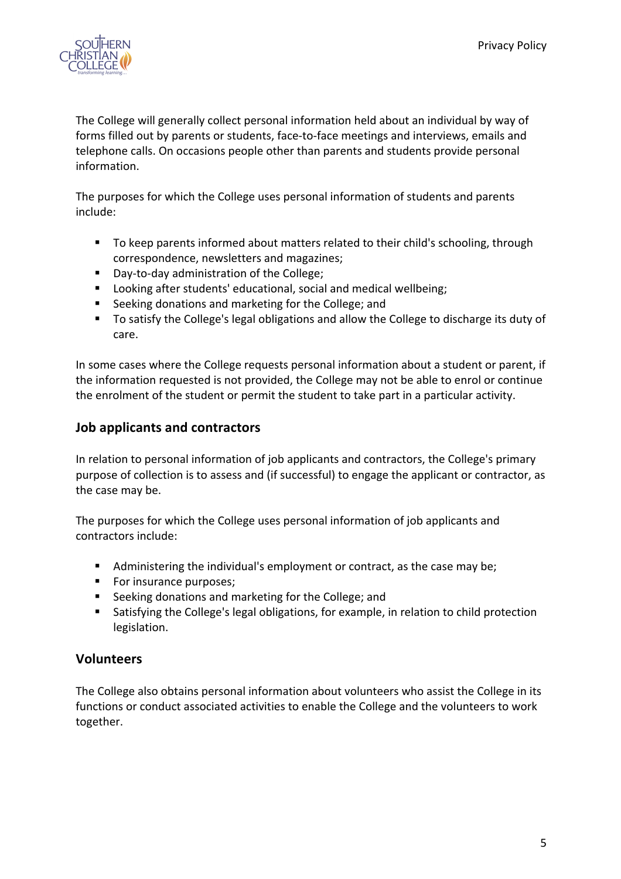The College will generally collect personal information held about an individual by way of forms filled out by parents or students, face-to-face meetings and interviews, emails and telephone calls. On occasions people other than parents and students provide personal information.

The purposes for which the College uses personal information of students and parents include:

- To keep parents informed about matters related to their child's schooling, through correspondence, newsletters and magazines;
- Day-to-day administration of the College;
- Looking after students' educational, social and medical wellbeing;
- Seeking donations and marketing for the College; and
- To satisfy the College's legal obligations and allow the College to discharge its duty of care.

In some cases where the College requests personal information about a student or parent, if the information requested is not provided, the College may not be able to enrol or continue the enrolment of the student or permit the student to take part in a particular activity.

## Job applicants and contractors

In relation to personal information of job applicants and contractors, the College's primary purpose of collection is to assess and (if successful) to engage the applicant or contractor, as the case may be.

The purposes for which the College uses personal information of job applicants and contractors include:

- Administering the individual's employment or contract, as the case may be;
- For insurance purposes;
- Seeking donations and marketing for the College; and
- Satisfying the College's legal obligations, for example, in relation to child protection legislation.

## Volunteers

The College also obtains personal information about volunteers who assist the College in its functions or conduct associated activities to enable the College and the volunteers to work together.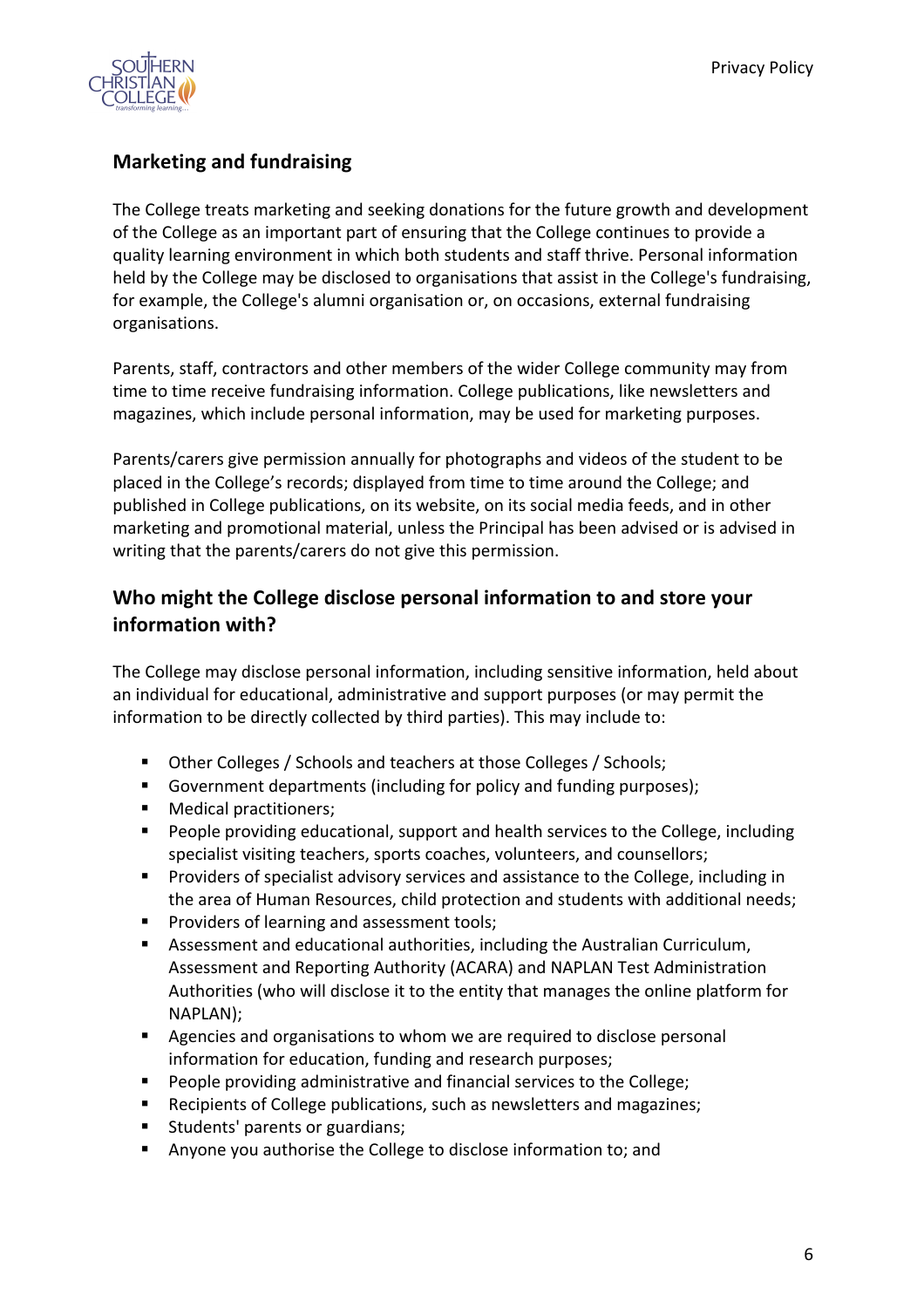## Marketing and fundraising

The College treats marketing and seeking donations for the future growth and development of the College as an important part of ensuring that the College continues to provide a quality learning environment in which both students and staff thrive. Personal information held by the College may be disclosed to organisations that assist in the College's fundraising, for example, the College's alumni organisation or, on occasions, external fundraising organisations.

Parents, staff, contractors and other members of the wider College community may from time to time receive fundraising information. College publications, like newsletters and magazines, which include personal information, may be used for marketing purposes.

Parents/carers give permission annually for photographs and videos of the student to be placed in the College's records; displayed from time to time around the College; and published in College publications, on its website, on its social media feeds, and in other marketing and promotional material, unless the Principal has been advised or is advised in writing that the parents/carers do not give this permission.

## Who might the College disclose personal information to and store your information with?

The College may disclose personal information, including sensitive information, held about an individual for educational, administrative and support purposes (or may permit the information to be directly collected by third parties). This may include to:

- Other Colleges / Schools and teachers at those Colleges / Schools;
- Government departments (including for policy and funding purposes);
- Medical practitioners;
- People providing educational, support and health services to the College, including specialist visiting teachers, sports coaches, volunteers, and counsellors;
- Providers of specialist advisory services and assistance to the College, including in the area of Human Resources, child protection and students with additional needs;
- Providers of learning and assessment tools;
- Assessment and educational authorities, including the Australian Curriculum, Assessment and Reporting Authority (ACARA) and NAPLAN Test Administration Authorities (who will disclose it to the entity that manages the online platform for NAPLAN);
- Agencies and organisations to whom we are required to disclose personal information for education, funding and research purposes;
- People providing administrative and financial services to the College;
- Recipients of College publications, such as newsletters and magazines;
- Students' parents or guardians;
- Anyone you authorise the College to disclose information to; and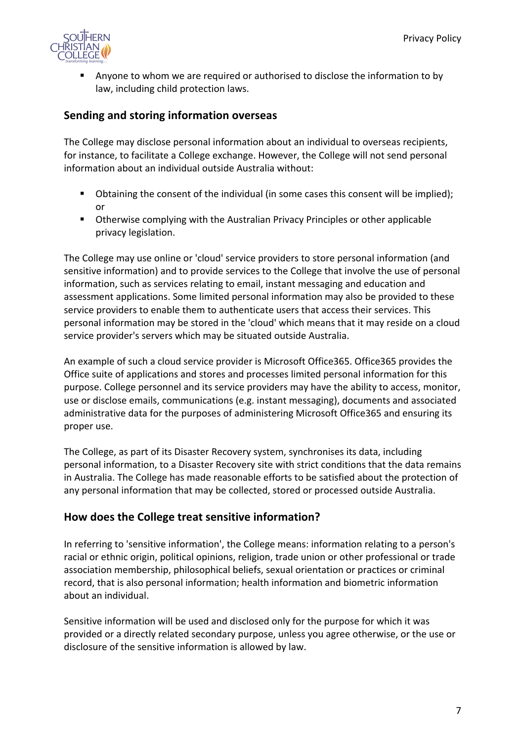- Anyone to whom we are required or authorised to disclose the information to by law, including child protection laws.

## Sending and storing information overseas

The College may disclose personal information about an individual to overseas recipients, for instance, to facilitate a College exchange. However, the College will not send personal information about an individual outside Australia without:

- Obtaining the consent of the individual (in some cases this consent will be implied); or
- Otherwise complying with the Australian Privacy Principles or other applicable privacy legislation.

The College may use online or 'cloud' service providers to store personal information (and sensitive information) and to provide services to the College that involve the use of personal information, such as services relating to email, instant messaging and education and assessment applications. Some limited personal information may also be provided to these service providers to enable them to authenticate users that access their services. This personal information may be stored in the 'cloud' which means that it may reside on a cloud service provider's servers which may be situated outside Australia.

An example of such a cloud service provider is Microsoft Office365. Office365 provides the Office suite of applications and stores and processes limited personal information for this purpose. College personnel and its service providers may have the ability to access, monitor, use or disclose emails, communications (e.g. instant messaging), documents and associated administrative data for the purposes of administering Microsoft Office365 and ensuring its proper use.

The College, as part of its Disaster Recovery system, synchronises its data, including personal information, to a Disaster Recovery site with strict conditions that the data remains in Australia. The College has made reasonable efforts to be satisfied about the protection of any personal information that may be collected, stored or processed outside Australia.

## How does the College treat sensitive information?

In referring to 'sensitive information', the College means: information relating to a person's racial or ethnic origin, political opinions, religion, trade union or other professional or trade association membership, philosophical beliefs, sexual orientation or practices or criminal record, that is also personal information; health information and biometric information about an individual.

Sensitive information will be used and disclosed only for the purpose for which it was provided or a directly related secondary purpose, unless you agree otherwise, or the use or disclosure of the sensitive information is allowed by law.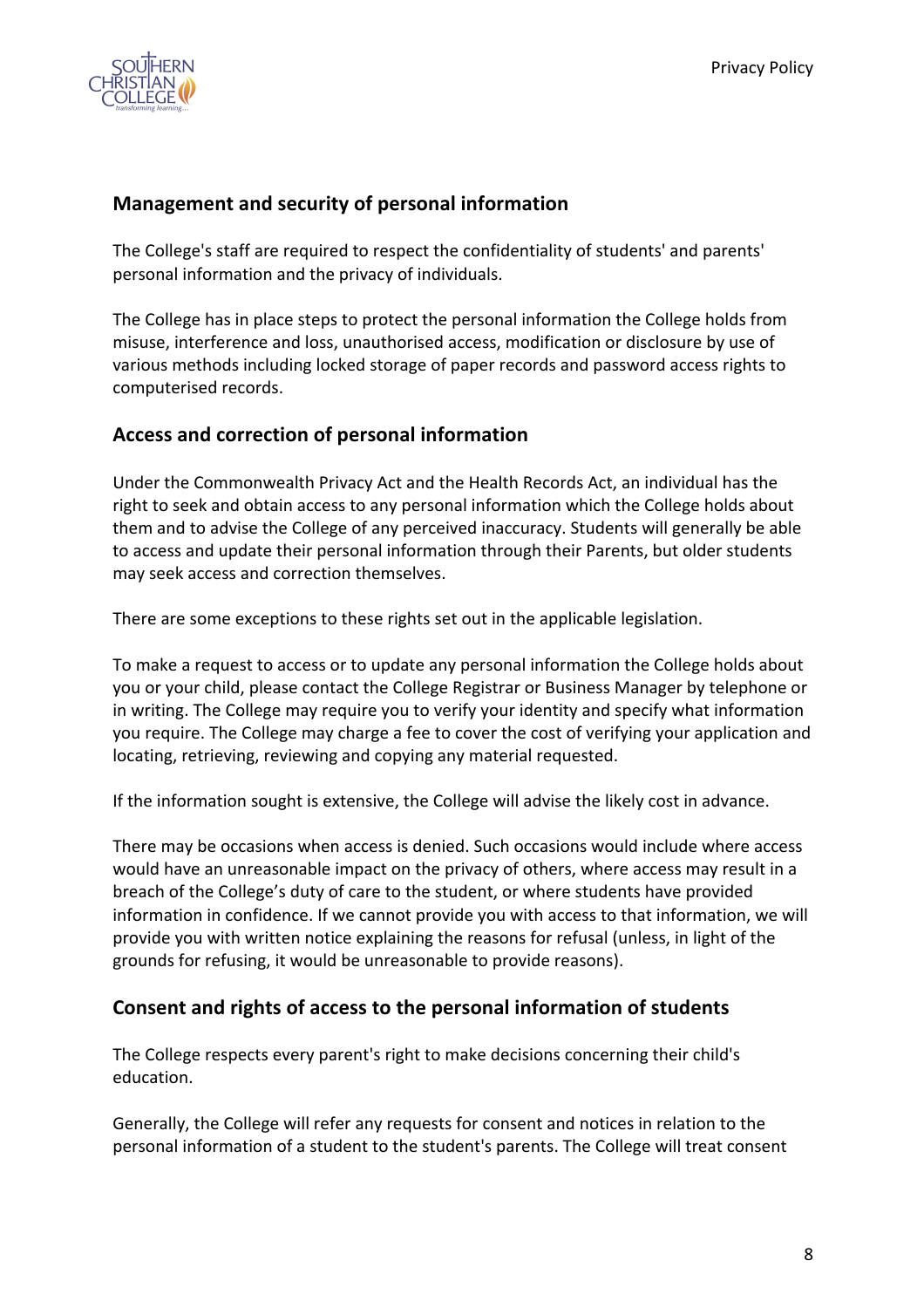## Management and security of personal information

The College's staff are required to respect the confidentiality of students' and parents' personal information and the privacy of individuals.

The College has in place steps to protect the personal information the College holds from misuse, interference and loss, unauthorised access, modification or disclosure by use of various methods including locked storage of paper records and password access rights to computerised records.

## Access and correction of personal information

Under the Commonwealth Privacy Act and the Health Records Act, an individual has the right to seek and obtain access to any personal information which the College holds about them and to advise the College of any perceived inaccuracy. Students will generally be able to access and update their personal information through their Parents, but older students may seek access and correction themselves.

There are some exceptions to these rights set out in the applicable legislation.

To make a request to access or to update any personal information the College holds about you or your child, please contact the College Registrar or Business Manager by telephone or in writing. The College may require you to verify your identity and specify what information you require. The College may charge a fee to cover the cost of verifying your application and locating, retrieving, reviewing and copying any material requested.

If the information sought is extensive, the College will advise the likely cost in advance.

There may be occasions when access is denied. Such occasions would include where access would have an unreasonable impact on the privacy of others, where access may result in a breach of the College's duty of care to the student, or where students have provided information in confidence. If we cannot provide you with access to that information, we will provide you with written notice explaining the reasons for refusal (unless, in light of the grounds for refusing, it would be unreasonable to provide reasons).

## Consent and rights of access to the personal information of students

The College respects every parent's right to make decisions concerning their child's education.

Generally, the College will refer any requests for consent and notices in relation to the personal information of a student to the student's parents. The College will treat consent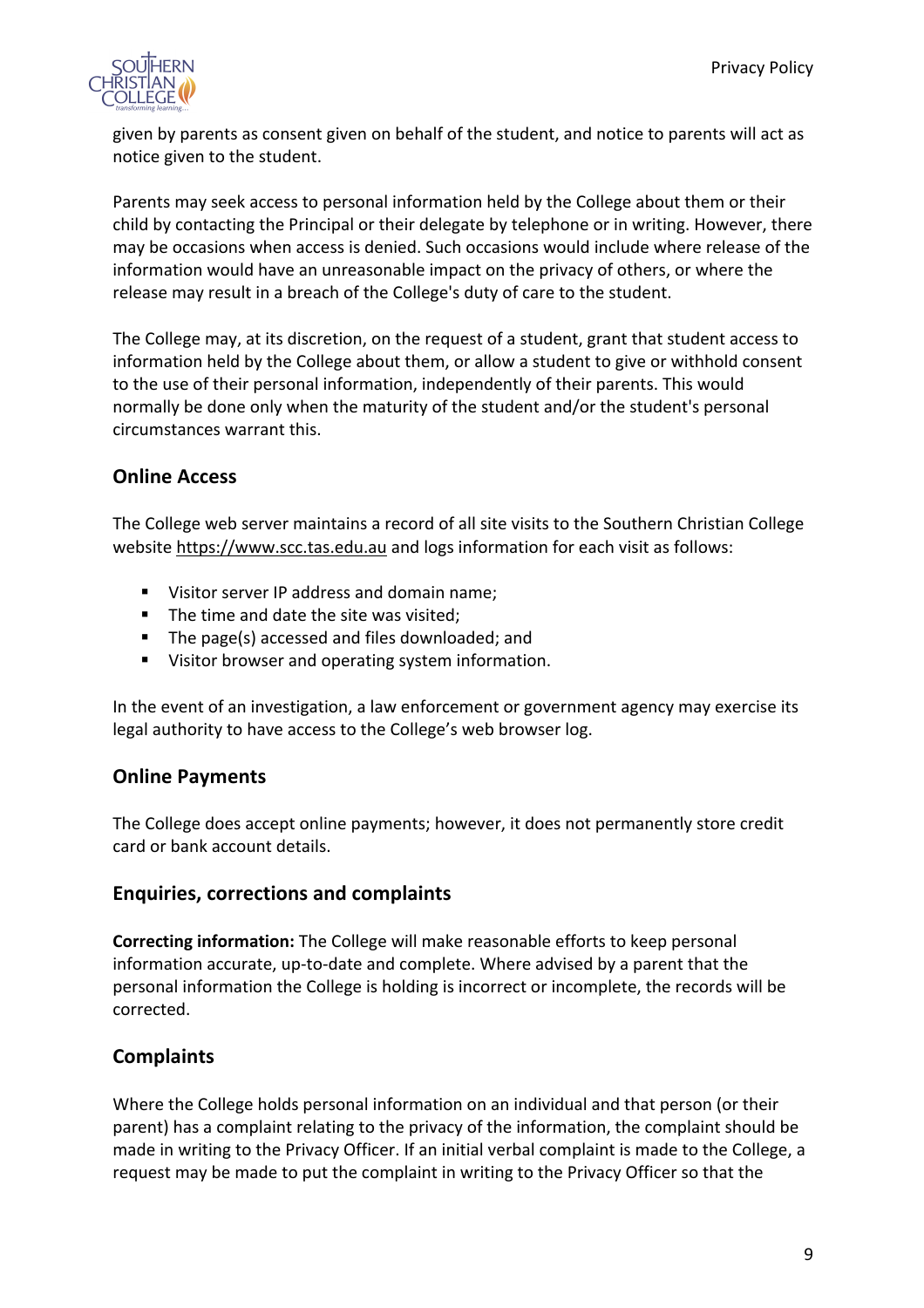given by parents as consent given on behalf of the student, and notice to parents will act as notice given to the student.

Parents may seek access to personal information held by the College about them or their child by contacting the Principal or their delegate by telephone or in writing. However, there may be occasions when access is denied. Such occasions would include where release of the information would have an unreasonable impact on the privacy of others, or where the release may result in a breach of the College's duty of care to the student.

The College may, at its discretion, on the request of a student, grant that student access to information held by the College about them, or allow a student to give or withhold consent to the use of their personal information, independently of their parents. This would normally be done only when the maturity of the student and/or the student's personal circumstances warrant this.

## Online Access

The College web server maintains a record of all site visits to the Southern Christian College website https://www.scc.tas.edu.au and logs information for each visit as follows:

- Visitor server IP address and domain name;
- The time and date the site was visited;
- The page(s) accessed and files downloaded; and
- Visitor browser and operating system information.

In the event of an investigation, a law enforcement or government agency may exercise its legal authority to have access to the College's web browser log.

## Online Payments

The College does accept online payments; however, it does not permanently store credit card or bank account details.

## Enquiries, corrections and complaints

**Correcting information:** The College will make reasonable efforts to keep personal information accurate, up-to-date and complete. Where advised by a parent that the personal information the College is holding is incorrect or incomplete, the records will be corrected.

## Complaints

Where the College holds personal information on an individual and that person (or their parent) has a complaint relating to the privacy of the information, the complaint should be made in writing to the Privacy Officer. If an initial verbal complaint is made to the College, a request may be made to put the complaint in writing to the Privacy Officer so that the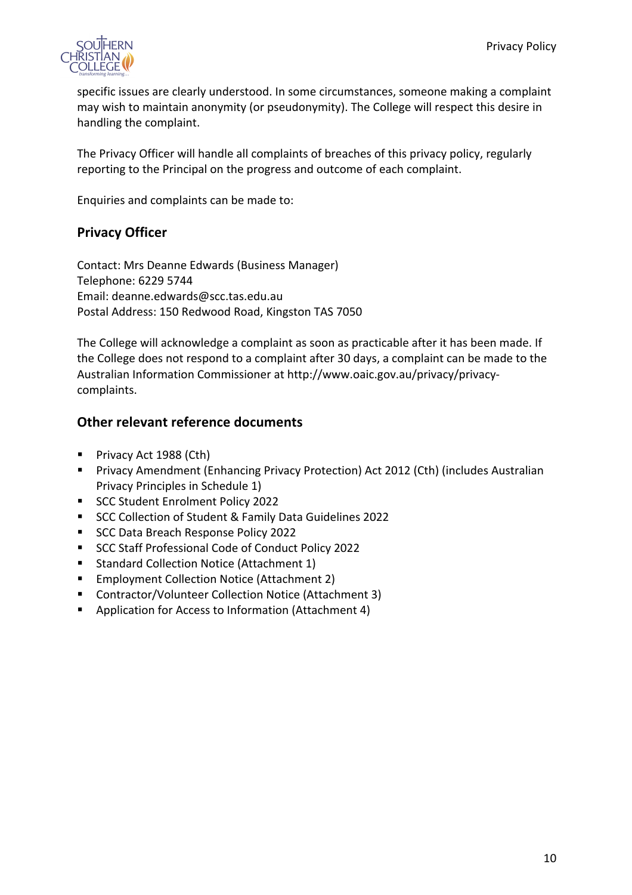specific issues are clearly understood. In some circumstances, someone making a complaint may wish to maintain anonymity (or pseudonymity). The College will respect this desire in handling the complaint.

The Privacy Officer will handle all complaints of breaches of this privacy policy, regularly reporting to the Principal on the progress and outcome of each complaint.

Enquiries and complaints can be made to:

### Privacy Officer

Contact: Mrs Deanne Edwards (Business Manager)
Telephone: 6229 5744
Email: deanne.edwards@scc.tas.edu.au
Postal Address: 150 Redwood Road, Kingston TAS 7050

The College will acknowledge a complaint as soon as practicable after it has been made. If the College does not respond to a complaint after 30 days, a complaint can be made to the Australian Information Commissioner at http://www.oaic.gov.au/privacy/privacy-complaints.

### Other relevant reference documents

- Privacy Act 1988 (Cth)
- Privacy Amendment (Enhancing Privacy Protection) Act 2012 (Cth) (includes Australian Privacy Principles in Schedule 1)
- SCC Student Enrolment Policy 2022
- SCC Collection of Student & Family Data Guidelines 2022
- SCC Data Breach Response Policy 2022
- SCC Staff Professional Code of Conduct Policy 2022
- Standard Collection Notice (Attachment 1)
- Employment Collection Notice (Attachment 2)
- Contractor/Volunteer Collection Notice (Attachment 3)
- Application for Access to Information (Attachment 4)